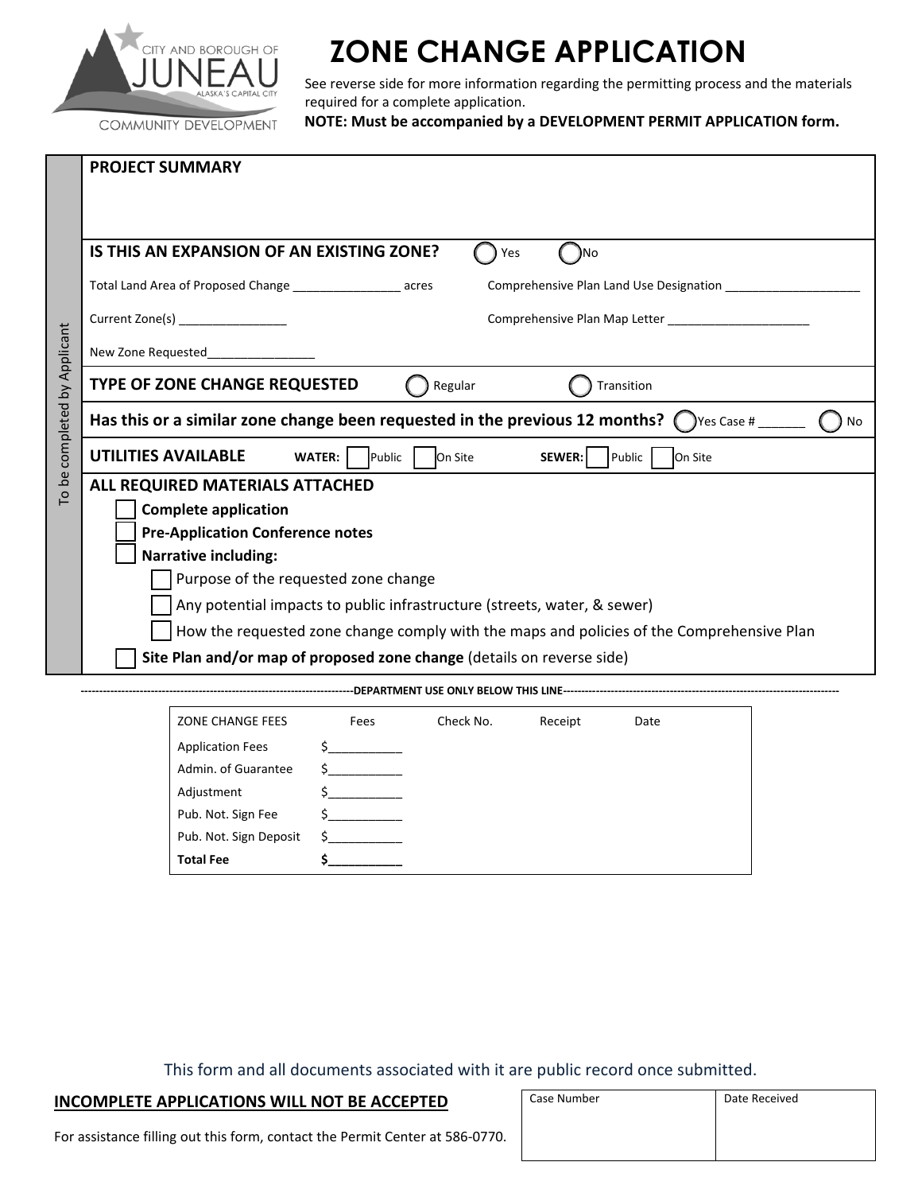CITY AND BOROUGH OF JUNEAU
ALASKA'S CAPITAL CITY
COMMUNITY DEVELOPMENT

# ZONE CHANGE APPLICATION

See reverse side for more information regarding the permitting process and the materials required for a complete application.

**NOTE: Must be accompanied by a DEVELOPMENT PERMIT APPLICATION form.**

*To be completed by Applicant*

**PROJECT SUMMARY**

**IS THIS AN EXPANSION OF AN EXISTING ZONE?** ◯ Yes ◯ No

Total Land Area of Proposed Change ________________ acres

Comprehensive Plan Land Use Designation ____________________

Current Zone(s) ________________

Comprehensive Plan Map Letter _____________________

New Zone Requested________________

**TYPE OF ZONE CHANGE REQUESTED** ◯ Regular ◯ Transition

**Has this or a similar zone change been requested in the previous 12 months?** ◯ Yes Case # _______ ◯ No

**UTILITIES AVAILABLE** **WATER:** ☐ Public ☐ On Site **SEWER:** ☐ Public ☐ On Site

**ALL REQUIRED MATERIALS ATTACHED**

- ☐ **Complete application**
- ☐ **Pre-Application Conference notes**
- ☐ **Narrative including:**
  - ☐ Purpose of the requested zone change
  - ☐ Any potential impacts to public infrastructure (streets, water, & sewer)
  - ☐ How the requested zone change comply with the maps and policies of the Comprehensive Plan
- ☐ **Site Plan and/or map of proposed zone change** (details on reverse side)

---------------------------------------------------------------------------DEPARTMENT USE ONLY BELOW THIS LINE---------------------------------------------------------------------------

| ZONE CHANGE FEES | Fees | Check No. | Receipt | Date |
|---|---|---|---|---|
| Application Fees | $___________ | | | |
| Admin. of Guarantee | $___________ | | | |
| Adjustment | $___________ | | | |
| Pub. Not. Sign Fee | $___________ | | | |
| Pub. Not. Sign Deposit | $___________ | | | |
| **Total Fee** | **$___________** | | | |

This form and all documents associated with it are public record once submitted.

**INCOMPLETE APPLICATIONS WILL NOT BE ACCEPTED**

For assistance filling out this form, contact the Permit Center at 586-0770.

| Case Number | Date Received |
|---|---|
| | |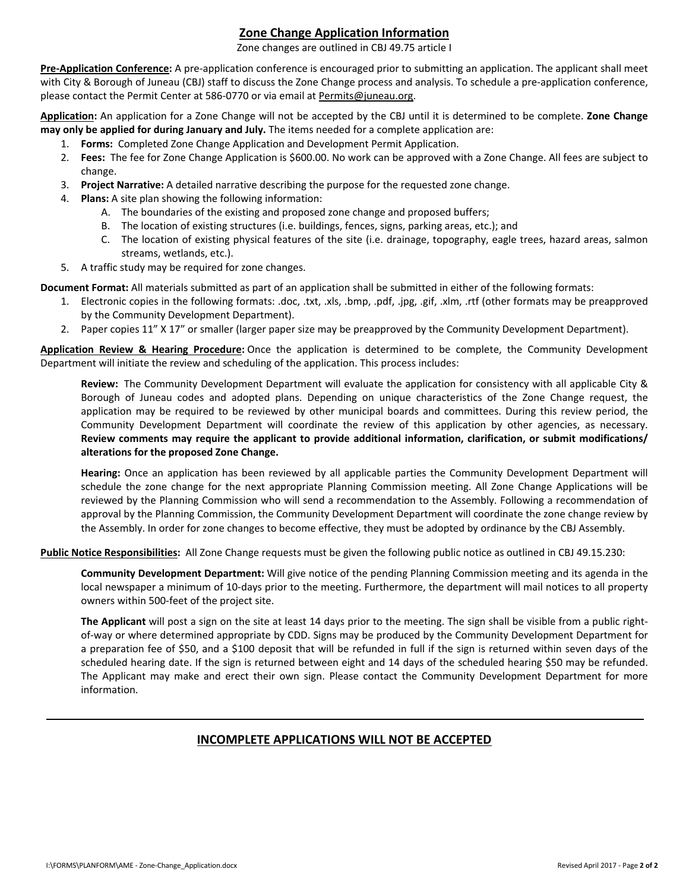# Zone Change Application Information

Zone changes are outlined in CBJ 49.75 article I

**Pre-Application Conference:** A pre-application conference is encouraged prior to submitting an application. The applicant shall meet with City & Borough of Juneau (CBJ) staff to discuss the Zone Change process and analysis. To schedule a pre-application conference, please contact the Permit Center at 586-0770 or via email at Permits@juneau.org.

**Application:** An application for a Zone Change will not be accepted by the CBJ until it is determined to be complete. **Zone Change may only be applied for during January and July.** The items needed for a complete application are:

1. **Forms:** Completed Zone Change Application and Development Permit Application.
2. **Fees:** The fee for Zone Change Application is $600.00. No work can be approved with a Zone Change. All fees are subject to change.
3. **Project Narrative:** A detailed narrative describing the purpose for the requested zone change.
4. **Plans:** A site plan showing the following information:
   A. The boundaries of the existing and proposed zone change and proposed buffers;
   B. The location of existing structures (i.e. buildings, fences, signs, parking areas, etc.); and
   C. The location of existing physical features of the site (i.e. drainage, topography, eagle trees, hazard areas, salmon streams, wetlands, etc.).
5. A traffic study may be required for zone changes.

**Document Format:** All materials submitted as part of an application shall be submitted in either of the following formats:

1. Electronic copies in the following formats: .doc, .txt, .xls, .bmp, .pdf, .jpg, .gif, .xlm, .rtf (other formats may be preapproved by the Community Development Department).
2. Paper copies 11" X 17" or smaller (larger paper size may be preapproved by the Community Development Department).

**Application Review & Hearing Procedure:** Once the application is determined to be complete, the Community Development Department will initiate the review and scheduling of the application. This process includes:

**Review:** The Community Development Department will evaluate the application for consistency with all applicable City & Borough of Juneau codes and adopted plans. Depending on unique characteristics of the Zone Change request, the application may be required to be reviewed by other municipal boards and committees. During this review period, the Community Development Department will coordinate the review of this application by other agencies, as necessary. **Review comments may require the applicant to provide additional information, clarification, or submit modifications/ alterations for the proposed Zone Change.**

**Hearing:** Once an application has been reviewed by all applicable parties the Community Development Department will schedule the zone change for the next appropriate Planning Commission meeting. All Zone Change Applications will be reviewed by the Planning Commission who will send a recommendation to the Assembly. Following a recommendation of approval by the Planning Commission, the Community Development Department will coordinate the zone change review by the Assembly. In order for zone changes to become effective, they must be adopted by ordinance by the CBJ Assembly.

**Public Notice Responsibilities:** All Zone Change requests must be given the following public notice as outlined in CBJ 49.15.230:

**Community Development Department:** Will give notice of the pending Planning Commission meeting and its agenda in the local newspaper a minimum of 10-days prior to the meeting. Furthermore, the department will mail notices to all property owners within 500-feet of the project site.

**The Applicant** will post a sign on the site at least 14 days prior to the meeting. The sign shall be visible from a public right-of-way or where determined appropriate by CDD. Signs may be produced by the Community Development Department for a preparation fee of $50, and a $100 deposit that will be refunded in full if the sign is returned within seven days of the scheduled hearing date. If the sign is returned between eight and 14 days of the scheduled hearing $50 may be refunded. The Applicant may make and erect their own sign. Please contact the Community Development Department for more information.

---

## INCOMPLETE APPLICATIONS WILL NOT BE ACCEPTED